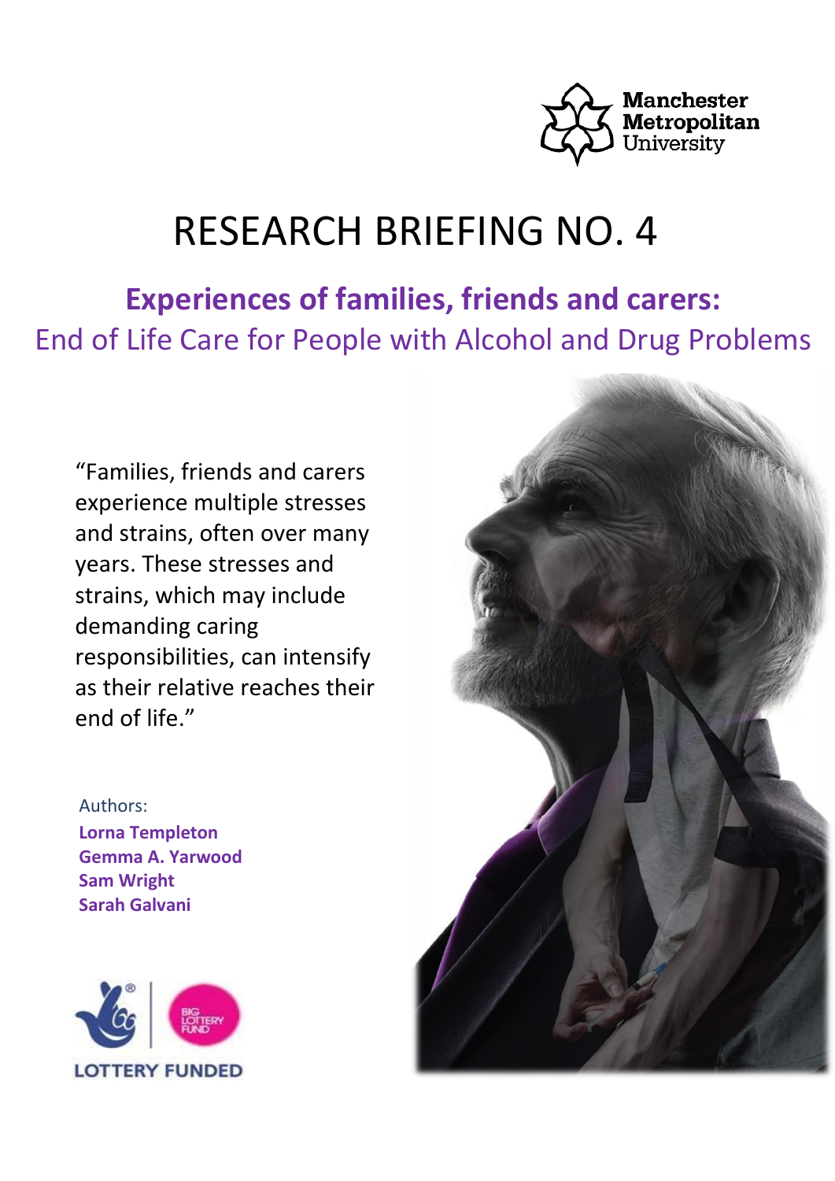Manchester Metropolitan University

# RESEARCH BRIEFING NO. 4

## Experiences of families, friends and carers:

End of Life Care for People with Alcohol and Drug Problems

"Families, friends and carers experience multiple stresses and strains, often over many years. These stresses and strains, which may include demanding caring responsibilities, can intensify as their relative reaches their end of life."

Authors:

**Lorna Templeton**
**Gemma A. Yarwood**
**Sam Wright**
**Sarah Galvani**

LOTTERY FUNDED

BIG LOTTERY FUND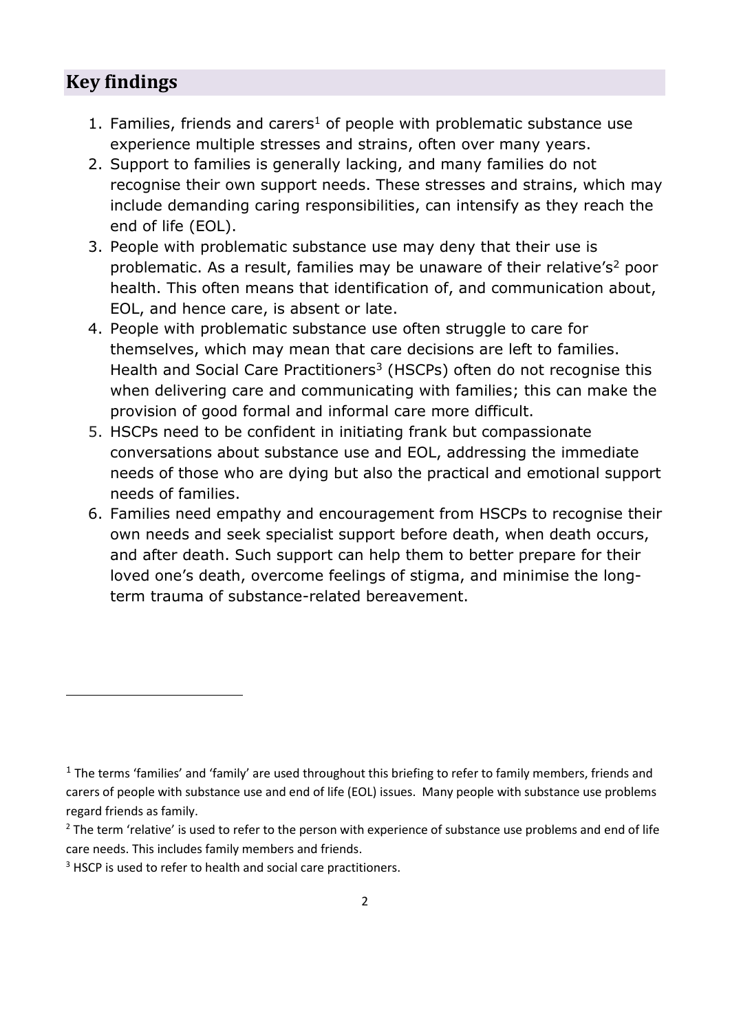## Key findings

1. Families, friends and carers[1] of people with problematic substance use experience multiple stresses and strains, often over many years.
2. Support to families is generally lacking, and many families do not recognise their own support needs. These stresses and strains, which may include demanding caring responsibilities, can intensify as they reach the end of life (EOL).
3. People with problematic substance use may deny that their use is problematic. As a result, families may be unaware of their relative's[2] poor health. This often means that identification of, and communication about, EOL, and hence care, is absent or late.
4. People with problematic substance use often struggle to care for themselves, which may mean that care decisions are left to families. Health and Social Care Practitioners[3] (HSCPs) often do not recognise this when delivering care and communicating with families; this can make the provision of good formal and informal care more difficult.
5. HSCPs need to be confident in initiating frank but compassionate conversations about substance use and EOL, addressing the immediate needs of those who are dying but also the practical and emotional support needs of families.
6. Families need empathy and encouragement from HSCPs to recognise their own needs and seek specialist support before death, when death occurs, and after death. Such support can help them to better prepare for their loved one's death, overcome feelings of stigma, and minimise the long-term trauma of substance-related bereavement.

---

[1] The terms 'families' and 'family' are used throughout this briefing to refer to family members, friends and carers of people with substance use and end of life (EOL) issues. Many people with substance use problems regard friends as family.

[2] The term 'relative' is used to refer to the person with experience of substance use problems and end of life care needs. This includes family members and friends.

[3] HSCP is used to refer to health and social care practitioners.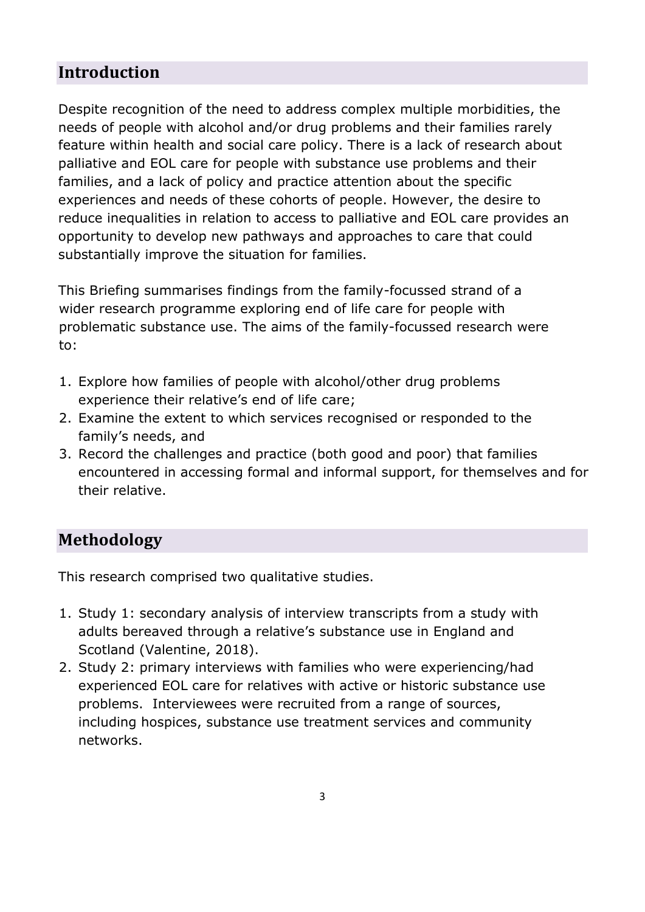## Introduction

Despite recognition of the need to address complex multiple morbidities, the needs of people with alcohol and/or drug problems and their families rarely feature within health and social care policy. There is a lack of research about palliative and EOL care for people with substance use problems and their families, and a lack of policy and practice attention about the specific experiences and needs of these cohorts of people. However, the desire to reduce inequalities in relation to access to palliative and EOL care provides an opportunity to develop new pathways and approaches to care that could substantially improve the situation for families.

This Briefing summarises findings from the family-focussed strand of a wider research programme exploring end of life care for people with problematic substance use. The aims of the family-focussed research were to:

1. Explore how families of people with alcohol/other drug problems experience their relative's end of life care;
2. Examine the extent to which services recognised or responded to the family's needs, and
3. Record the challenges and practice (both good and poor) that families encountered in accessing formal and informal support, for themselves and for their relative.

## Methodology

This research comprised two qualitative studies.

1. Study 1: secondary analysis of interview transcripts from a study with adults bereaved through a relative's substance use in England and Scotland (Valentine, 2018).
2. Study 2: primary interviews with families who were experiencing/had experienced EOL care for relatives with active or historic substance use problems. Interviewees were recruited from a range of sources, including hospices, substance use treatment services and community networks.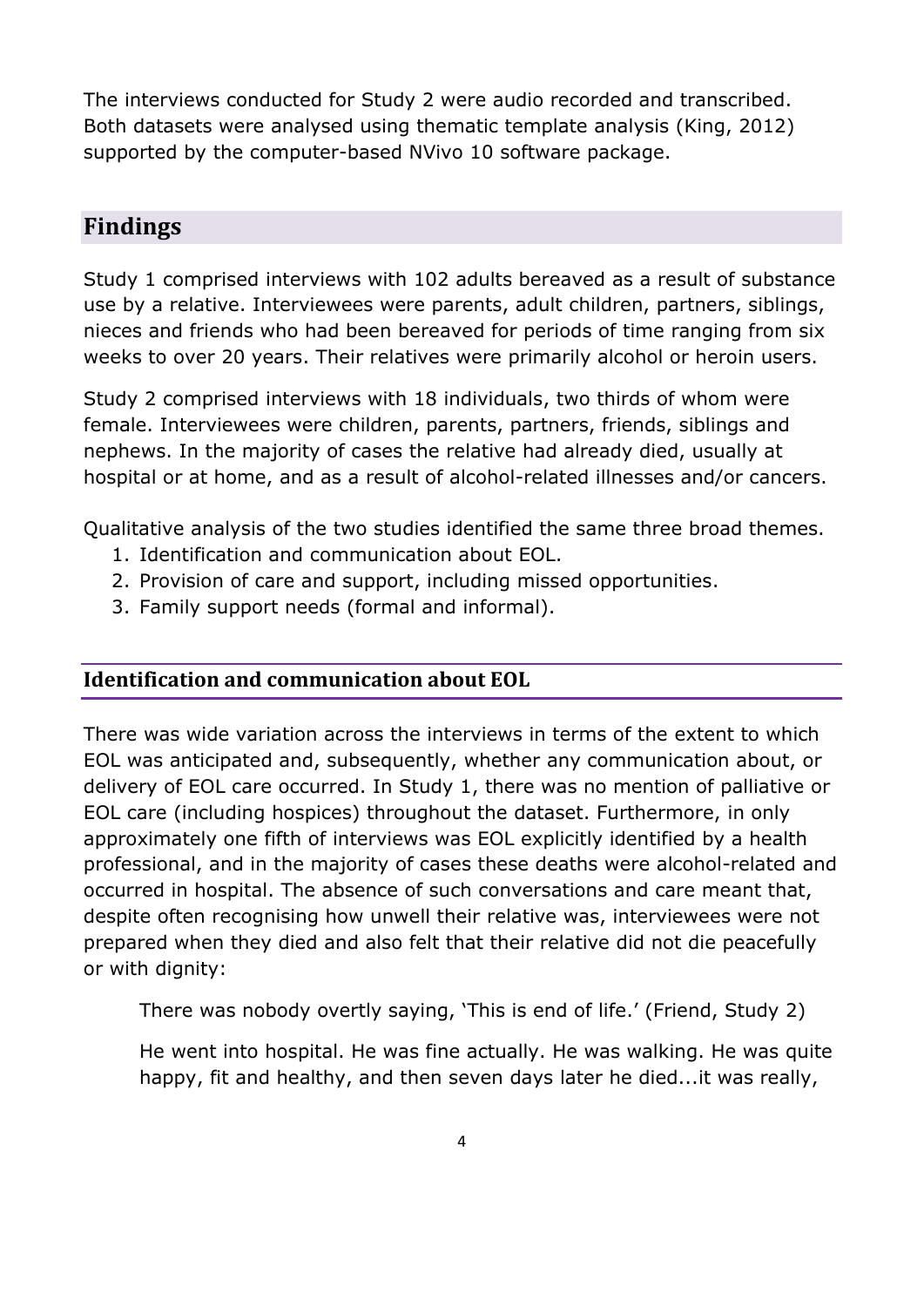The interviews conducted for Study 2 were audio recorded and transcribed. Both datasets were analysed using thematic template analysis (King, 2012) supported by the computer-based NVivo 10 software package.

## Findings

Study 1 comprised interviews with 102 adults bereaved as a result of substance use by a relative. Interviewees were parents, adult children, partners, siblings, nieces and friends who had been bereaved for periods of time ranging from six weeks to over 20 years. Their relatives were primarily alcohol or heroin users.

Study 2 comprised interviews with 18 individuals, two thirds of whom were female. Interviewees were children, parents, partners, friends, siblings and nephews. In the majority of cases the relative had already died, usually at hospital or at home, and as a result of alcohol-related illnesses and/or cancers.

Qualitative analysis of the two studies identified the same three broad themes.

1. Identification and communication about EOL.
2. Provision of care and support, including missed opportunities.
3. Family support needs (formal and informal).

### Identification and communication about EOL

There was wide variation across the interviews in terms of the extent to which EOL was anticipated and, subsequently, whether any communication about, or delivery of EOL care occurred. In Study 1, there was no mention of palliative or EOL care (including hospices) throughout the dataset. Furthermore, in only approximately one fifth of interviews was EOL explicitly identified by a health professional, and in the majority of cases these deaths were alcohol-related and occurred in hospital. The absence of such conversations and care meant that, despite often recognising how unwell their relative was, interviewees were not prepared when they died and also felt that their relative did not die peacefully or with dignity:

> There was nobody overtly saying, 'This is end of life.' (Friend, Study 2)

> He went into hospital. He was fine actually. He was walking. He was quite happy, fit and healthy, and then seven days later he died...it was really,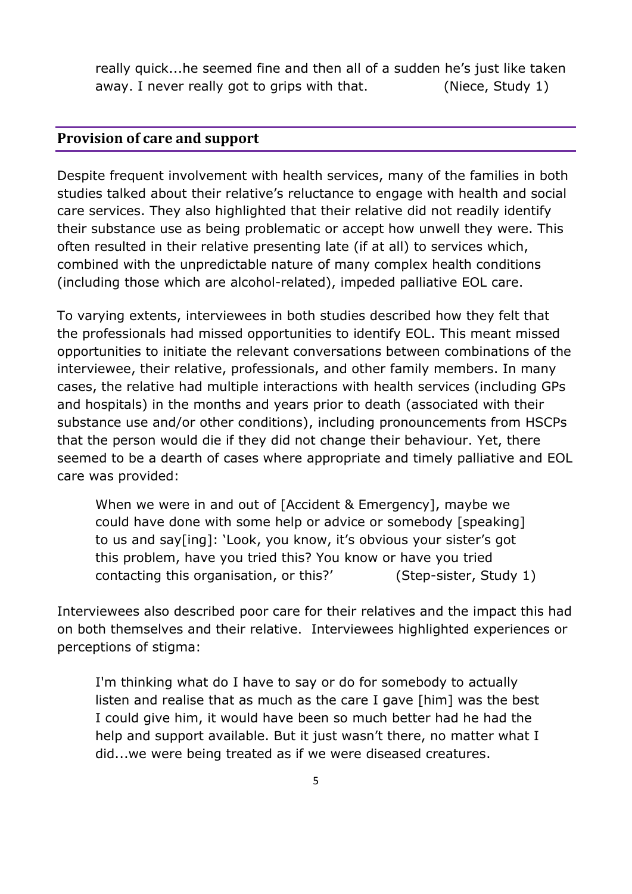> really quick...he seemed fine and then all of a sudden he's just like taken away. I never really got to grips with that. (Niece, Study 1)

## Provision of care and support

Despite frequent involvement with health services, many of the families in both studies talked about their relative's reluctance to engage with health and social care services. They also highlighted that their relative did not readily identify their substance use as being problematic or accept how unwell they were. This often resulted in their relative presenting late (if at all) to services which, combined with the unpredictable nature of many complex health conditions (including those which are alcohol-related), impeded palliative EOL care.

To varying extents, interviewees in both studies described how they felt that the professionals had missed opportunities to identify EOL. This meant missed opportunities to initiate the relevant conversations between combinations of the interviewee, their relative, professionals, and other family members. In many cases, the relative had multiple interactions with health services (including GPs and hospitals) in the months and years prior to death (associated with their substance use and/or other conditions), including pronouncements from HSCPs that the person would die if they did not change their behaviour. Yet, there seemed to be a dearth of cases where appropriate and timely palliative and EOL care was provided:

> When we were in and out of [Accident & Emergency], maybe we could have done with some help or advice or somebody [speaking] to us and say[ing]: 'Look, you know, it's obvious your sister's got this problem, have you tried this? You know or have you tried contacting this organisation, or this?' (Step-sister, Study 1)

Interviewees also described poor care for their relatives and the impact this had on both themselves and their relative. Interviewees highlighted experiences or perceptions of stigma:

> I'm thinking what do I have to say or do for somebody to actually listen and realise that as much as the care I gave [him] was the best I could give him, it would have been so much better had he had the help and support available. But it just wasn't there, no matter what I did...we were being treated as if we were diseased creatures.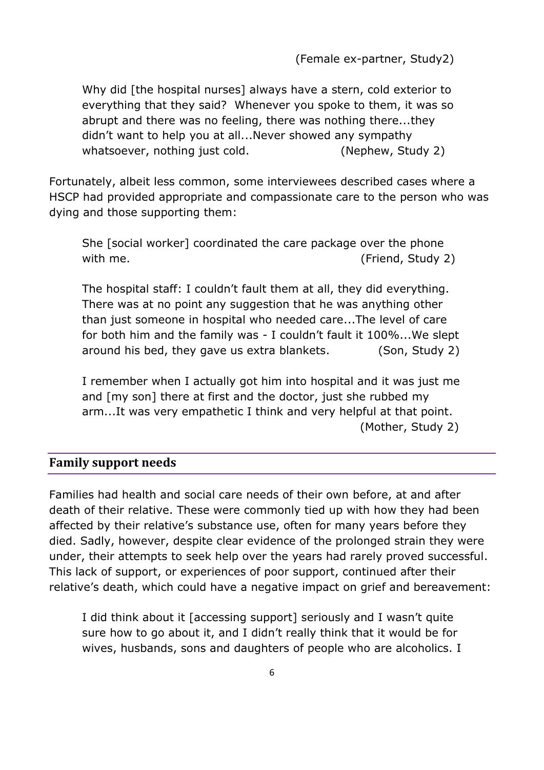(Female ex-partner, Study2)

> Why did [the hospital nurses] always have a stern, cold exterior to everything that they said? Whenever you spoke to them, it was so abrupt and there was no feeling, there was nothing there...they didn't want to help you at all...Never showed any sympathy whatsoever, nothing just cold. (Nephew, Study 2)

Fortunately, albeit less common, some interviewees described cases where a HSCP had provided appropriate and compassionate care to the person who was dying and those supporting them:

> She [social worker] coordinated the care package over the phone with me. (Friend, Study 2)

> The hospital staff: I couldn't fault them at all, they did everything. There was at no point any suggestion that he was anything other than just someone in hospital who needed care...The level of care for both him and the family was - I couldn't fault it 100%...We slept around his bed, they gave us extra blankets. (Son, Study 2)

> I remember when I actually got him into hospital and it was just me and [my son] there at first and the doctor, just she rubbed my arm...It was very empathetic I think and very helpful at that point. (Mother, Study 2)

## Family support needs

Families had health and social care needs of their own before, at and after death of their relative. These were commonly tied up with how they had been affected by their relative's substance use, often for many years before they died. Sadly, however, despite clear evidence of the prolonged strain they were under, their attempts to seek help over the years had rarely proved successful. This lack of support, or experiences of poor support, continued after their relative's death, which could have a negative impact on grief and bereavement:

> I did think about it [accessing support] seriously and I wasn't quite sure how to go about it, and I didn't really think that it would be for wives, husbands, sons and daughters of people who are alcoholics. I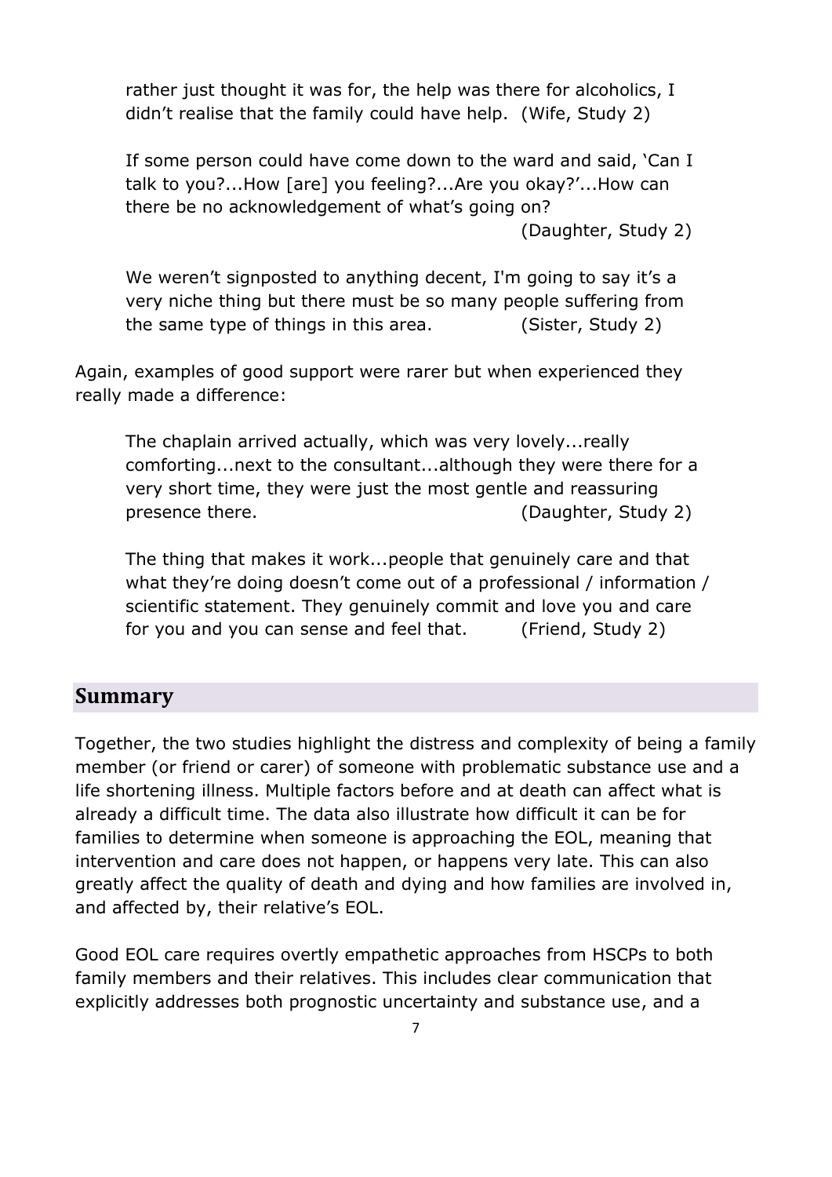> rather just thought it was for, the help was there for alcoholics, I didn't realise that the family could have help. (Wife, Study 2)

> If some person could have come down to the ward and said, 'Can I talk to you?...How [are] you feeling?...Are you okay?'...How can there be no acknowledgement of what's going on?
> (Daughter, Study 2)

> We weren't signposted to anything decent, I'm going to say it's a very niche thing but there must be so many people suffering from the same type of things in this area. (Sister, Study 2)

Again, examples of good support were rarer but when experienced they really made a difference:

> The chaplain arrived actually, which was very lovely...really comforting...next to the consultant...although they were there for a very short time, they were just the most gentle and reassuring presence there. (Daughter, Study 2)

> The thing that makes it work...people that genuinely care and that what they're doing doesn't come out of a professional / information / scientific statement. They genuinely commit and love you and care for you and you can sense and feel that. (Friend, Study 2)

## Summary

Together, the two studies highlight the distress and complexity of being a family member (or friend or carer) of someone with problematic substance use and a life shortening illness. Multiple factors before and at death can affect what is already a difficult time. The data also illustrate how difficult it can be for families to determine when someone is approaching the EOL, meaning that intervention and care does not happen, or happens very late. This can also greatly affect the quality of death and dying and how families are involved in, and affected by, their relative's EOL.

Good EOL care requires overtly empathetic approaches from HSCPs to both family members and their relatives. This includes clear communication that explicitly addresses both prognostic uncertainty and substance use, and a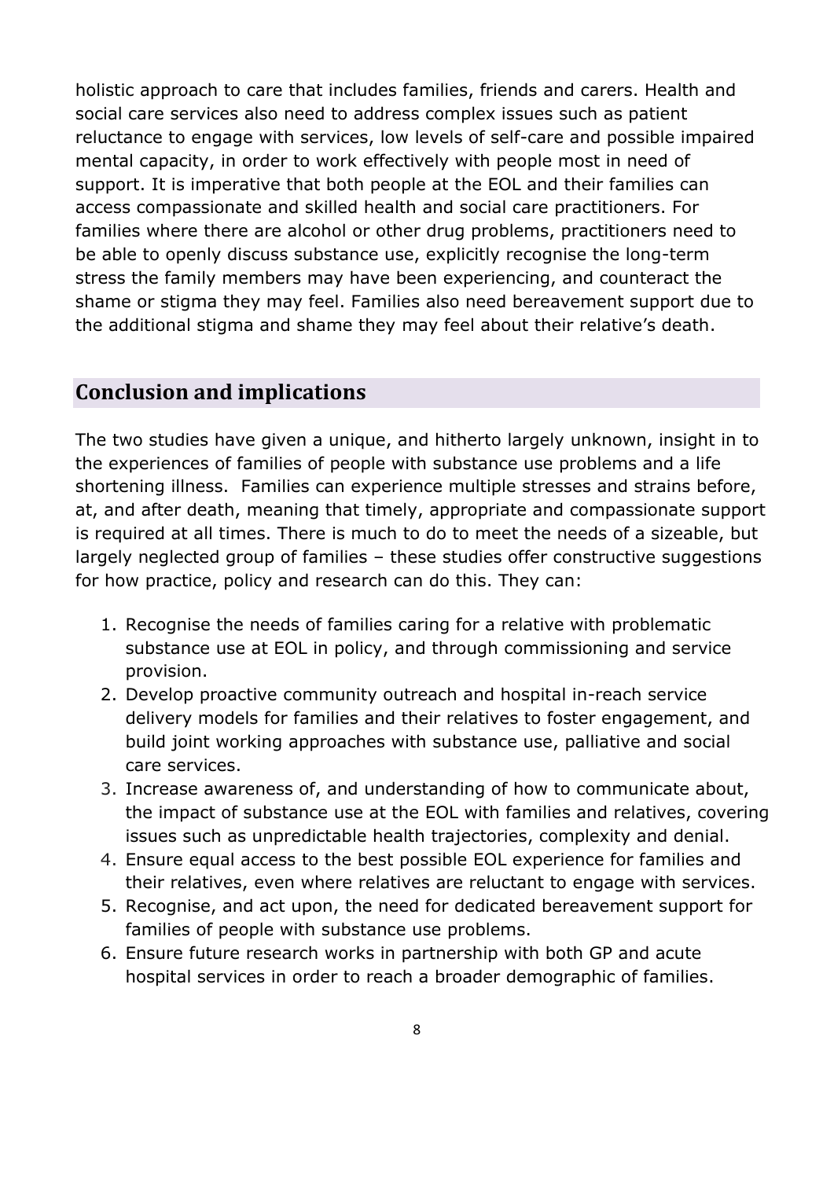holistic approach to care that includes families, friends and carers. Health and social care services also need to address complex issues such as patient reluctance to engage with services, low levels of self-care and possible impaired mental capacity, in order to work effectively with people most in need of support. It is imperative that both people at the EOL and their families can access compassionate and skilled health and social care practitioners. For families where there are alcohol or other drug problems, practitioners need to be able to openly discuss substance use, explicitly recognise the long-term stress the family members may have been experiencing, and counteract the shame or stigma they may feel. Families also need bereavement support due to the additional stigma and shame they may feel about their relative's death.

## Conclusion and implications

The two studies have given a unique, and hitherto largely unknown, insight in to the experiences of families of people with substance use problems and a life shortening illness. Families can experience multiple stresses and strains before, at, and after death, meaning that timely, appropriate and compassionate support is required at all times. There is much to do to meet the needs of a sizeable, but largely neglected group of families – these studies offer constructive suggestions for how practice, policy and research can do this. They can:

1. Recognise the needs of families caring for a relative with problematic substance use at EOL in policy, and through commissioning and service provision.
2. Develop proactive community outreach and hospital in-reach service delivery models for families and their relatives to foster engagement, and build joint working approaches with substance use, palliative and social care services.
3. Increase awareness of, and understanding of how to communicate about, the impact of substance use at the EOL with families and relatives, covering issues such as unpredictable health trajectories, complexity and denial.
4. Ensure equal access to the best possible EOL experience for families and their relatives, even where relatives are reluctant to engage with services.
5. Recognise, and act upon, the need for dedicated bereavement support for families of people with substance use problems.
6. Ensure future research works in partnership with both GP and acute hospital services in order to reach a broader demographic of families.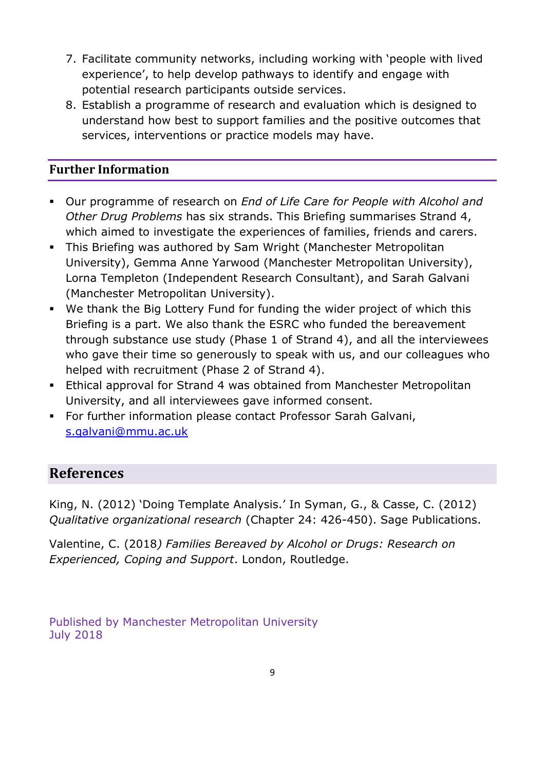7. Facilitate community networks, including working with 'people with lived experience', to help develop pathways to identify and engage with potential research participants outside services.
8. Establish a programme of research and evaluation which is designed to understand how best to support families and the positive outcomes that services, interventions or practice models may have.

## Further Information

- Our programme of research on *End of Life Care for People with Alcohol and Other Drug Problems* has six strands. This Briefing summarises Strand 4, which aimed to investigate the experiences of families, friends and carers.
- This Briefing was authored by Sam Wright (Manchester Metropolitan University), Gemma Anne Yarwood (Manchester Metropolitan University), Lorna Templeton (Independent Research Consultant), and Sarah Galvani (Manchester Metropolitan University).
- We thank the Big Lottery Fund for funding the wider project of which this Briefing is a part. We also thank the ESRC who funded the bereavement through substance use study (Phase 1 of Strand 4), and all the interviewees who gave their time so generously to speak with us, and our colleagues who helped with recruitment (Phase 2 of Strand 4).
- Ethical approval for Strand 4 was obtained from Manchester Metropolitan University, and all interviewees gave informed consent.
- For further information please contact Professor Sarah Galvani, s.galvani@mmu.ac.uk

## References

King, N. (2012) 'Doing Template Analysis.' In Syman, G., & Casse, C. (2012) *Qualitative organizational research* (Chapter 24: 426-450). Sage Publications.

Valentine, C. (2018*) Families Bereaved by Alcohol or Drugs: Research on Experienced, Coping and Support*. London, Routledge.

Published by Manchester Metropolitan University
July 2018